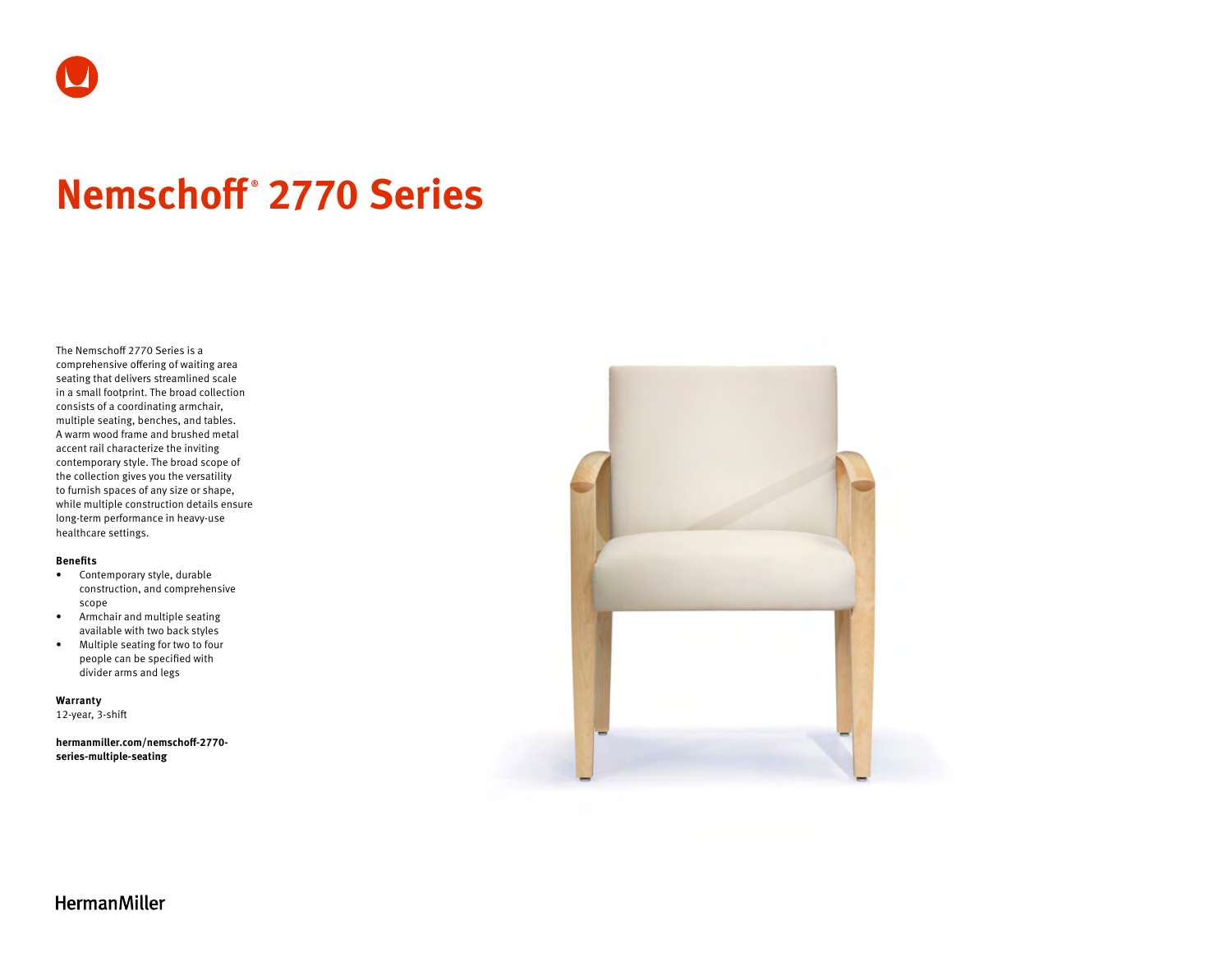# Nemschoff® 2770 Series

The Nemschoff 2770 Series is a comprehensive offering of waiting area seating that delivers streamlined scale in a small footprint. The broad collection consists of a coordinating armchair, multiple seating, benches, and tables. A warm wood frame and brushed metal accent rail characterize the inviting contemporary style. The broad scope of the collection gives you the versatility to furnish spaces of any size or shape, while multiple construction details ensure long-term performance in heavy-use healthcare settings.

**Benefits**

- Contemporary style, durable construction, and comprehensive scope
- Armchair and multiple seating available with two back styles
- Multiple seating for two to four people can be specified with divider arms and legs

**Warranty**

12-year, 3-shift

**hermanmiller.com/nemschoff-2770-series-multiple-seating**

HermanMiller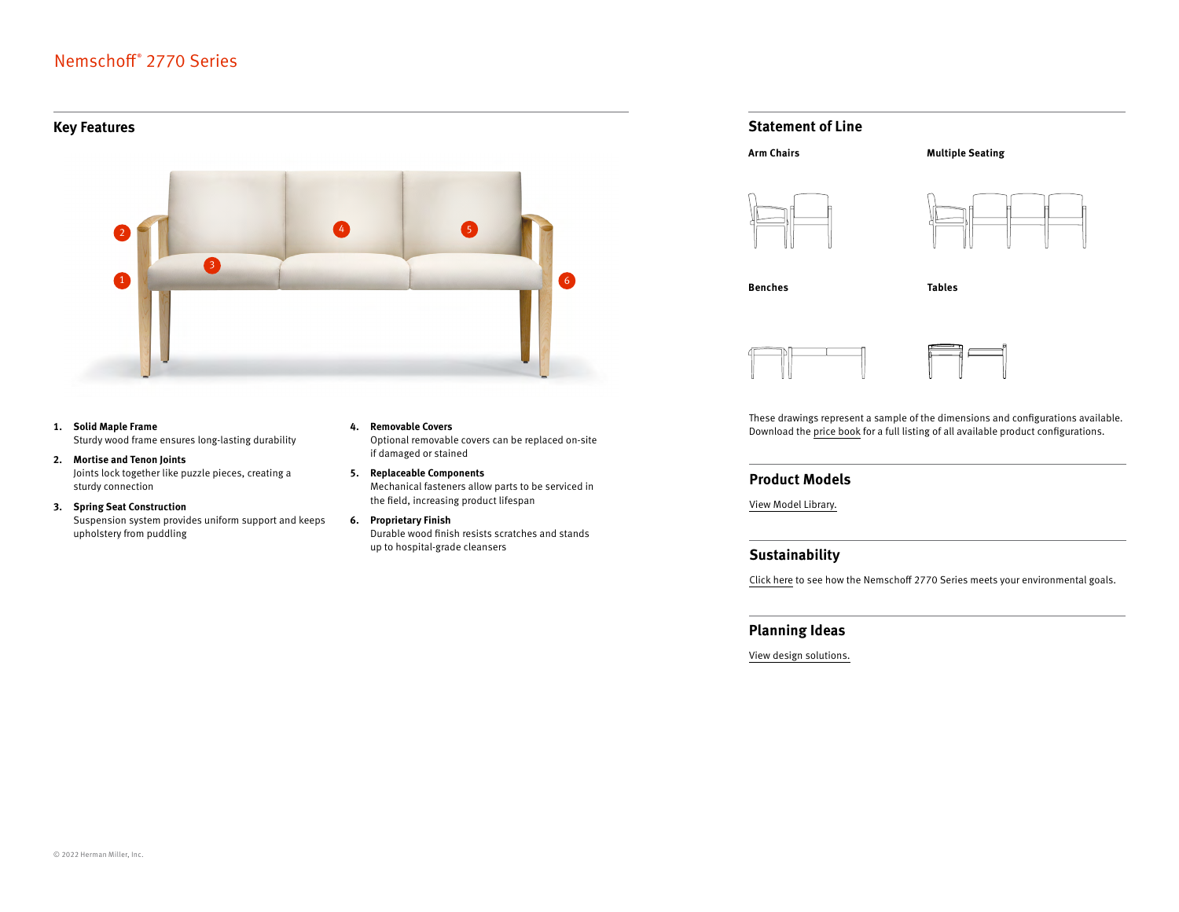# Nemschoff® 2770 Series

## Key Features

1. **Solid Maple Frame**
   Sturdy wood frame ensures long-lasting durability
2. **Mortise and Tenon Joints**
   Joints lock together like puzzle pieces, creating a sturdy connection
3. **Spring Seat Construction**
   Suspension system provides uniform support and keeps upholstery from puddling
4. **Removable Covers**
   Optional removable covers can be replaced on-site if damaged or stained
5. **Replaceable Components**
   Mechanical fasteners allow parts to be serviced in the field, increasing product lifespan
6. **Proprietary Finish**
   Durable wood finish resists scratches and stands up to hospital-grade cleansers

## Statement of Line

**Arm Chairs**

**Multiple Seating**

**Benches**

**Tables**

These drawings represent a sample of the dimensions and configurations available. Download the price book for a full listing of all available product configurations.

## Product Models

View Model Library.

## Sustainability

Click here to see how the Nemschoff 2770 Series meets your environmental goals.

## Planning Ideas

View design solutions.

© 2022 Herman Miller, Inc.